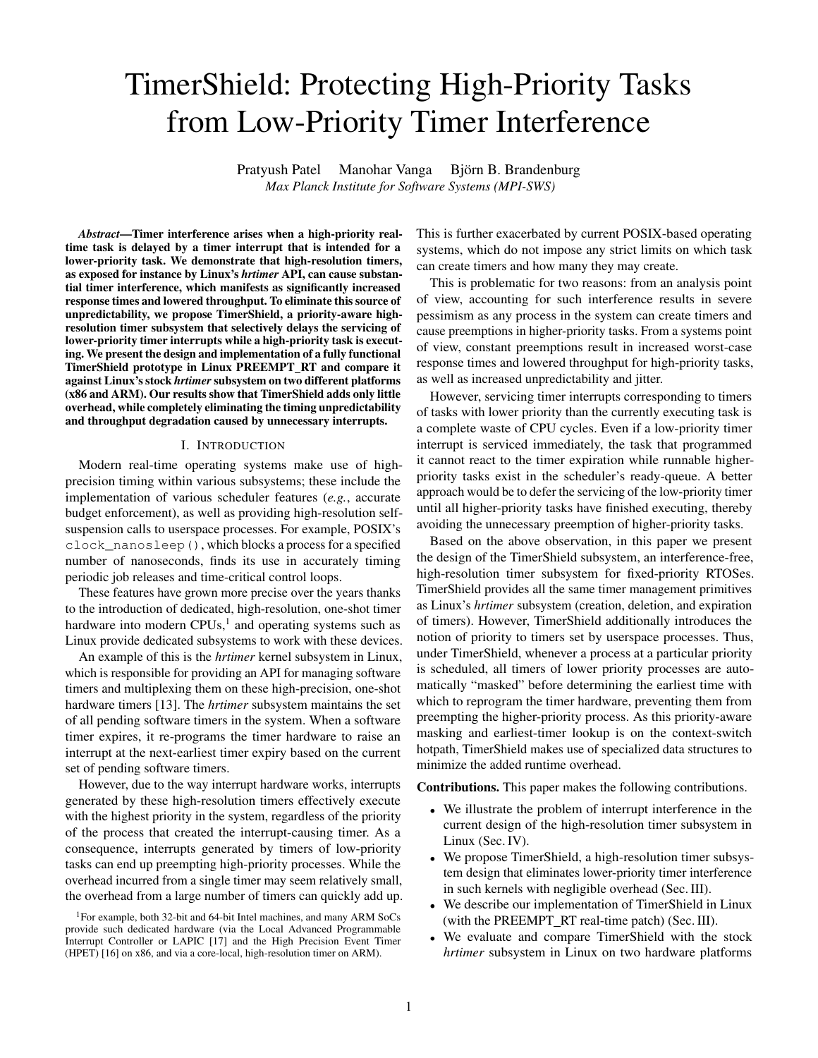# TimerShield: Protecting High-Priority Tasks from Low-Priority Timer Interference

Pratyush Patel Manohar Vanga Björn B. Brandenburg

*Max Planck Institute for Software Systems (MPI-SWS)*

***Abstract*—Timer interference arises when a high-priority real-time task is delayed by a timer interrupt that is intended for a lower-priority task. We demonstrate that high-resolution timers, as exposed for instance by Linux's *hrtimer* API, can cause substantial timer interference, which manifests as significantly increased response times and lowered throughput. To eliminate this source of unpredictability, we propose TimerShield, a priority-aware high-resolution timer subsystem that selectively delays the servicing of lower-priority timer interrupts while a high-priority task is executing. We present the design and implementation of a fully functional TimerShield prototype in Linux PREEMPT_RT and compare it against Linux's stock *hrtimer* subsystem on two different platforms (x86 and ARM). Our results show that TimerShield adds only little overhead, while completely eliminating the timing unpredictability and throughput degradation caused by unnecessary interrupts.**

## I. Introduction

Modern real-time operating systems make use of high-precision timing within various subsystems; these include the implementation of various scheduler features (*e.g.*, accurate budget enforcement), as well as providing high-resolution self-suspension calls to userspace processes. For example, POSIX's `clock_nanosleep()`, which blocks a process for a specified number of nanoseconds, finds its use in accurately timing periodic job releases and time-critical control loops.

These features have grown more precise over the years thanks to the introduction of dedicated, high-resolution, one-shot timer hardware into modern CPUs,[1] and operating systems such as Linux provide dedicated subsystems to work with these devices.

An example of this is the *hrtimer* kernel subsystem in Linux, which is responsible for providing an API for managing software timers and multiplexing them on these high-precision, one-shot hardware timers [13]. The *hrtimer* subsystem maintains the set of all pending software timers in the system. When a software timer expires, it re-programs the timer hardware to raise an interrupt at the next-earliest timer expiry based on the current set of pending software timers.

However, due to the way interrupt hardware works, interrupts generated by these high-resolution timers effectively execute with the highest priority in the system, regardless of the priority of the process that created the interrupt-causing timer. As a consequence, interrupts generated by timers of low-priority tasks can end up preempting high-priority processes. While the overhead incurred from a single timer may seem relatively small, the overhead from a large number of timers can quickly add up. This is further exacerbated by current POSIX-based operating systems, which do not impose any strict limits on which task can create timers and how many they may create.

This is problematic for two reasons: from an analysis point of view, accounting for such interference results in severe pessimism as any process in the system can create timers and cause preemptions in higher-priority tasks. From a systems point of view, constant preemptions result in increased worst-case response times and lowered throughput for high-priority tasks, as well as increased unpredictability and jitter.

However, servicing timer interrupts corresponding to timers of tasks with lower priority than the currently executing task is a complete waste of CPU cycles. Even if a low-priority timer interrupt is serviced immediately, the task that programmed it cannot react to the timer expiration while runnable higher-priority tasks exist in the scheduler's ready-queue. A better approach would be to defer the servicing of the low-priority timer until all higher-priority tasks have finished executing, thereby avoiding the unnecessary preemption of higher-priority tasks.

Based on the above observation, in this paper we present the design of the TimerShield subsystem, an interference-free, high-resolution timer subsystem for fixed-priority RTOSes. TimerShield provides all the same timer management primitives as Linux's *hrtimer* subsystem (creation, deletion, and expiration of timers). However, TimerShield additionally introduces the notion of priority to timers set by userspace processes. Thus, under TimerShield, whenever a process at a particular priority is scheduled, all timers of lower priority processes are automatically "masked" before determining the earliest time with which to reprogram the timer hardware, preventing them from preempting the higher-priority process. As this priority-aware masking and earliest-timer lookup is on the context-switch hotpath, TimerShield makes use of specialized data structures to minimize the added runtime overhead.

**Contributions.** This paper makes the following contributions.

- We illustrate the problem of interrupt interference in the current design of the high-resolution timer subsystem in Linux (Sec. IV).
- We propose TimerShield, a high-resolution timer subsystem design that eliminates lower-priority timer interference in such kernels with negligible overhead (Sec. III).
- We describe our implementation of TimerShield in Linux (with the PREEMPT_RT real-time patch) (Sec. III).
- We evaluate and compare TimerShield with the stock *hrtimer* subsystem in Linux on two hardware platforms

[1] For example, both 32-bit and 64-bit Intel machines, and many ARM SoCs provide such dedicated hardware (via the Local Advanced Programmable Interrupt Controller or LAPIC [17] and the High Precision Event Timer (HPET) [16] on x86, and via a core-local, high-resolution timer on ARM).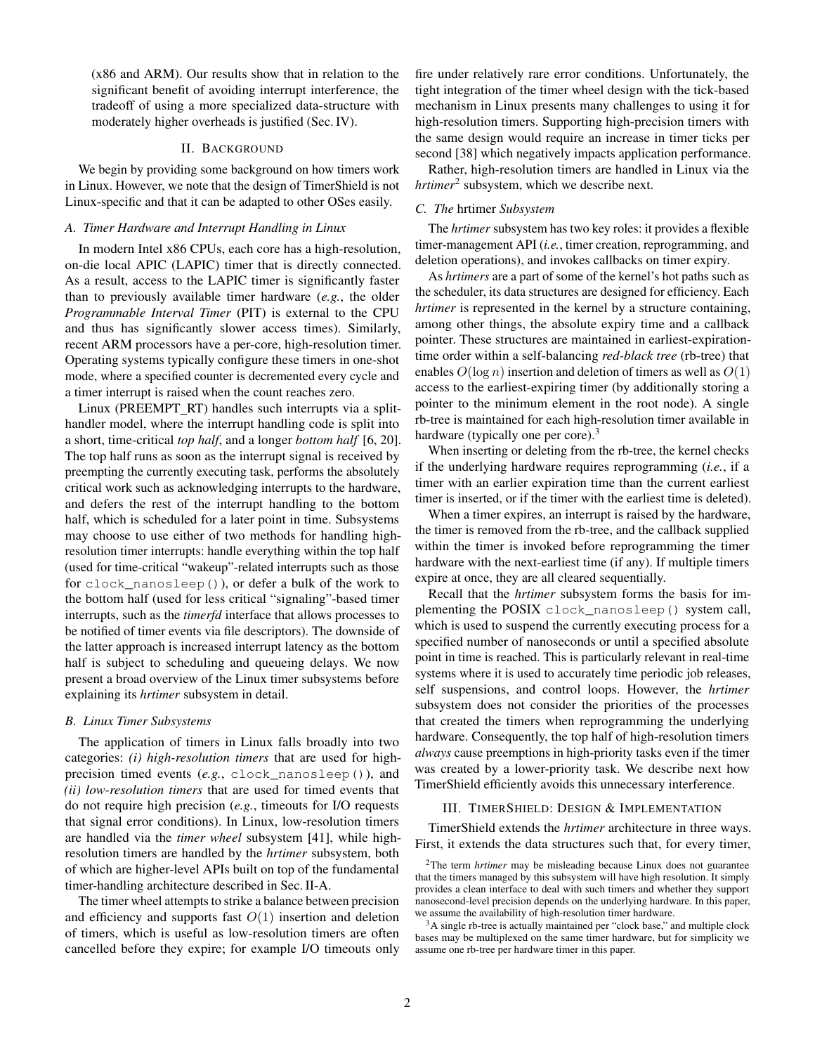(x86 and ARM). Our results show that in relation to the significant benefit of avoiding interrupt interference, the tradeoff of using a more specialized data-structure with moderately higher overheads is justified (Sec. IV).

## II. Background

We begin by providing some background on how timers work in Linux. However, we note that the design of TimerShield is not Linux-specific and that it can be adapted to other OSes easily.

### A. Timer Hardware and Interrupt Handling in Linux

In modern Intel x86 CPUs, each core has a high-resolution, on-die local APIC (LAPIC) timer that is directly connected. As a result, access to the LAPIC timer is significantly faster than to previously available timer hardware (*e.g.*, the older *Programmable Interval Timer* (PIT) is external to the CPU and thus has significantly slower access times). Similarly, recent ARM processors have a per-core, high-resolution timer. Operating systems typically configure these timers in one-shot mode, where a specified counter is decremented every cycle and a timer interrupt is raised when the count reaches zero.

Linux (PREEMPT_RT) handles such interrupts via a split-handler model, where the interrupt handling code is split into a short, time-critical *top half*, and a longer *bottom half* [6, 20]. The top half runs as soon as the interrupt signal is received by preempting the currently executing task, performs the absolutely critical work such as acknowledging interrupts to the hardware, and defers the rest of the interrupt handling to the bottom half, which is scheduled for a later point in time. Subsystems may choose to use either of two methods for handling high-resolution timer interrupts: handle everything within the top half (used for time-critical "wakeup"-related interrupts such as those for `clock_nanosleep()`), or defer a bulk of the work to the bottom half (used for less critical "signaling"-based timer interrupts, such as the *timerfd* interface that allows processes to be notified of timer events via file descriptors). The downside of the latter approach is increased interrupt latency as the bottom half is subject to scheduling and queueing delays. We now present a broad overview of the Linux timer subsystems before explaining its *hrtimer* subsystem in detail.

### B. Linux Timer Subsystems

The application of timers in Linux falls broadly into two categories: *(i) high-resolution timers* that are used for high-precision timed events (*e.g.*, `clock_nanosleep()`), and *(ii) low-resolution timers* that are used for timed events that do not require high precision (*e.g.*, timeouts for I/O requests that signal error conditions). In Linux, low-resolution timers are handled via the *timer wheel* subsystem [41], while high-resolution timers are handled by the *hrtimer* subsystem, both of which are higher-level APIs built on top of the fundamental timer-handling architecture described in Sec. II-A.

The timer wheel attempts to strike a balance between precision and efficiency and supports fast $O(1)$ insertion and deletion of timers, which is useful as low-resolution timers are often cancelled before they expire; for example I/O timeouts only fire under relatively rare error conditions. Unfortunately, the tight integration of the timer wheel design with the tick-based mechanism in Linux presents many challenges to using it for high-resolution timers. Supporting high-precision timers with the same design would require an increase in timer ticks per second [38] which negatively impacts application performance.

Rather, high-resolution timers are handled in Linux via the *hrtimer*[2] subsystem, which we describe next.

### C. The hrtimer Subsystem

The *hrtimer* subsystem has two key roles: it provides a flexible timer-management API (*i.e.*, timer creation, reprogramming, and deletion operations), and invokes callbacks on timer expiry.

As *hrtimers* are a part of some of the kernel's hot paths such as the scheduler, its data structures are designed for efficiency. Each *hrtimer* is represented in the kernel by a structure containing, among other things, the absolute expiry time and a callback pointer. These structures are maintained in earliest-expiration-time order within a self-balancing *red-black tree* (rb-tree) that enables $O(\log n)$ insertion and deletion of timers as well as $O(1)$ access to the earliest-expiring timer (by additionally storing a pointer to the minimum element in the root node). A single rb-tree is maintained for each high-resolution timer available in hardware (typically one per core).[3]

When inserting or deleting from the rb-tree, the kernel checks if the underlying hardware requires reprogramming (*i.e.*, if a timer with an earlier expiration time than the current earliest timer is inserted, or if the timer with the earliest time is deleted).

When a timer expires, an interrupt is raised by the hardware, the timer is removed from the rb-tree, and the callback supplied within the timer is invoked before reprogramming the timer hardware with the next-earliest time (if any). If multiple timers expire at once, they are all cleared sequentially.

Recall that the *hrtimer* subsystem forms the basis for implementing the POSIX `clock_nanosleep()` system call, which is used to suspend the currently executing process for a specified number of nanoseconds or until a specified absolute point in time is reached. This is particularly relevant in real-time systems where it is used to accurately time periodic job releases, self suspensions, and control loops. However, the *hrtimer* subsystem does not consider the priorities of the processes that created the timers when reprogramming the underlying hardware. Consequently, the top half of high-resolution timers *always* cause preemptions in high-priority tasks even if the timer was created by a lower-priority task. We describe next how TimerShield efficiently avoids this unnecessary interference.

## III. TimerShield: Design & Implementation

TimerShield extends the *hrtimer* architecture in three ways. First, it extends the data structures such that, for every timer,

[2]The term *hrtimer* may be misleading because Linux does not guarantee that the timers managed by this subsystem will have high resolution. It simply provides a clean interface to deal with such timers and whether they support nanosecond-level precision depends on the underlying hardware. In this paper, we assume the availability of high-resolution timer hardware.

[3]A single rb-tree is actually maintained per "clock base," and multiple clock bases may be multiplexed on the same timer hardware, but for simplicity we assume one rb-tree per hardware timer in this paper.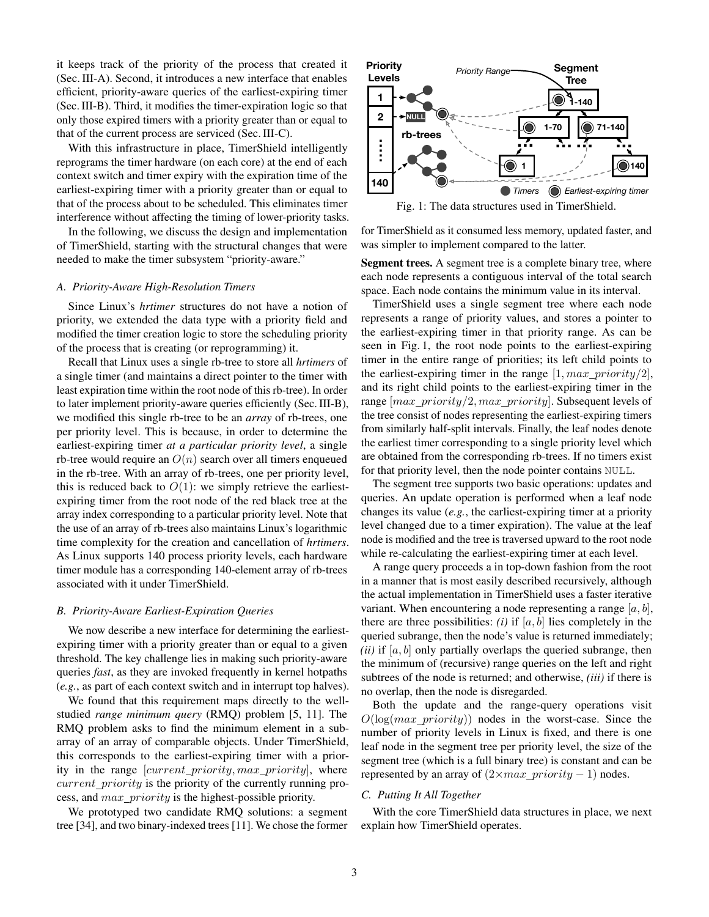it keeps track of the priority of the process that created it (Sec. III-A). Second, it introduces a new interface that enables efficient, priority-aware queries of the earliest-expiring timer (Sec. III-B). Third, it modifies the timer-expiration logic so that only those expired timers with a priority greater than or equal to that of the current process are serviced (Sec. III-C).

With this infrastructure in place, TimerShield intelligently reprograms the timer hardware (on each core) at the end of each context switch and timer expiry with the expiration time of the earliest-expiring timer with a priority greater than or equal to that of the process about to be scheduled. This eliminates timer interference without affecting the timing of lower-priority tasks.

In the following, we discuss the design and implementation of TimerShield, starting with the structural changes that were needed to make the timer subsystem "priority-aware."

### A. Priority-Aware High-Resolution Timers

Since Linux's *hrtimer* structures do not have a notion of priority, we extended the data type with a priority field and modified the timer creation logic to store the scheduling priority of the process that is creating (or reprogramming) it.

Recall that Linux uses a single rb-tree to store all *hrtimers* of a single timer (and maintains a direct pointer to the timer with least expiration time within the root node of this rb-tree). In order to later implement priority-aware queries efficiently (Sec. III-B), we modified this single rb-tree to be an *array* of rb-trees, one per priority level. This is because, in order to determine the earliest-expiring timer *at a particular priority level*, a single rb-tree would require an $O(n)$ search over all timers enqueued in the rb-tree. With an array of rb-trees, one per priority level, this is reduced back to $O(1)$: we simply retrieve the earliest-expiring timer from the root node of the red black tree at the array index corresponding to a particular priority level. Note that the use of an array of rb-trees also maintains Linux's logarithmic time complexity for the creation and cancellation of *hrtimers*. As Linux supports 140 process priority levels, each hardware timer module has a corresponding 140-element array of rb-trees associated with it under TimerShield.

### B. Priority-Aware Earliest-Expiration Queries

We now describe a new interface for determining the earliest-expiring timer with a priority greater than or equal to a given threshold. The key challenge lies in making such priority-aware queries *fast*, as they are invoked frequently in kernel hotpaths (*e.g.*, as part of each context switch and in interrupt top halves).

We found that this requirement maps directly to the well-studied *range minimum query* (RMQ) problem [5, 11]. The RMQ problem asks to find the minimum element in a sub-array of an array of comparable objects. Under TimerShield, this corresponds to the earliest-expiring timer with a priority in the range $[current\_priority, max\_priority]$, where $current\_priority$ is the priority of the currently running process, and $max\_priority$ is the highest-possible priority.

We prototyped two candidate RMQ solutions: a segment tree [34], and two binary-indexed trees [11]. We chose the former for TimerShield as it consumed less memory, updated faster, and was simpler to implement compared to the latter.

Fig. 1: The data structures used in TimerShield.

**Segment trees.** A segment tree is a complete binary tree, where each node represents a contiguous interval of the total search space. Each node contains the minimum value in its interval.

TimerShield uses a single segment tree where each node represents a range of priority values, and stores a pointer to the earliest-expiring timer in that priority range. As can be seen in Fig. 1, the root node points to the earliest-expiring timer in the entire range of priorities; its left child points to the earliest-expiring timer in the range $[1, max\_priority/2]$, and its right child points to the earliest-expiring timer in the range $[max\_priority/2, max\_priority]$. Subsequent levels of the tree consist of nodes representing the earliest-expiring timers from similarly half-split intervals. Finally, the leaf nodes denote the earliest timer corresponding to a single priority level which are obtained from the corresponding rb-trees. If no timers exist for that priority level, then the node pointer contains `NULL`.

The segment tree supports two basic operations: updates and queries. An update operation is performed when a leaf node changes its value (*e.g.*, the earliest-expiring timer at a priority level changed due to a timer expiration). The value at the leaf node is modified and the tree is traversed upward to the root node while re-calculating the earliest-expiring timer at each level.

A range query proceeds a in top-down fashion from the root in a manner that is most easily described recursively, although the actual implementation in TimerShield uses a faster iterative variant. When encountering a node representing a range $[a, b]$, there are three possibilities: *(i)* if $[a, b]$ lies completely in the queried subrange, then the node's value is returned immediately; *(ii)* if $[a, b]$ only partially overlaps the queried subrange, then the minimum of (recursive) range queries on the left and right subtrees of the node is returned; and otherwise, *(iii)* if there is no overlap, then the node is disregarded.

Both the update and the range-query operations visit $O(\log(max\_priority))$ nodes in the worst-case. Since the number of priority levels in Linux is fixed, and there is one leaf node in the segment tree per priority level, the size of the segment tree (which is a full binary tree) is constant and can be represented by an array of $(2 \times max\_priority - 1)$ nodes.

### C. Putting It All Together

With the core TimerShield data structures in place, we next explain how TimerShield operates.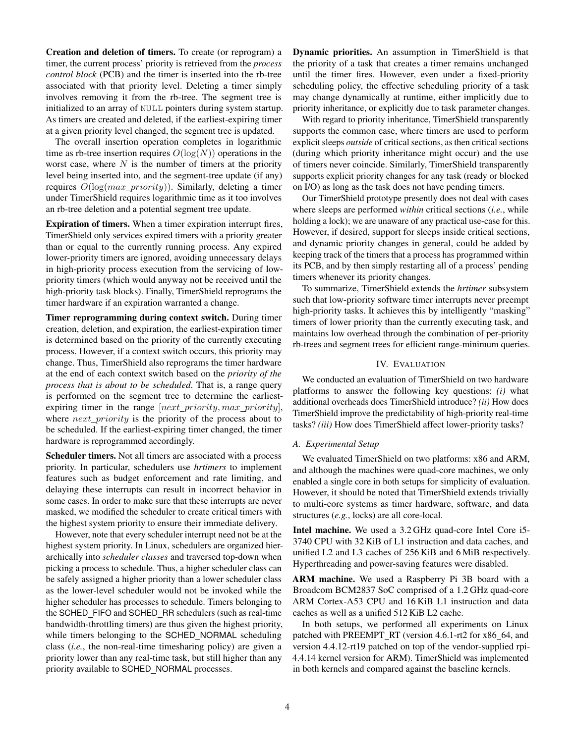**Creation and deletion of timers.** To create (or reprogram) a timer, the current process' priority is retrieved from the *process control block* (PCB) and the timer is inserted into the rb-tree associated with that priority level. Deleting a timer simply involves removing it from the rb-tree. The segment tree is initialized to an array of `NULL` pointers during system startup. As timers are created and deleted, if the earliest-expiring timer at a given priority level changed, the segment tree is updated.

The overall insertion operation completes in logarithmic time as rb-tree insertion requires $O(\log(N))$ operations in the worst case, where $N$ is the number of timers at the priority level being inserted into, and the segment-tree update (if any) requires $O(\log(max\_priority))$. Similarly, deleting a timer under TimerShield requires logarithmic time as it too involves an rb-tree deletion and a potential segment tree update.

**Expiration of timers.** When a timer expiration interrupt fires, TimerShield only services expired timers with a priority greater than or equal to the currently running process. Any expired lower-priority timers are ignored, avoiding unnecessary delays in high-priority process execution from the servicing of low-priority timers (which would anyway not be received until the high-priority task blocks). Finally, TimerShield reprograms the timer hardware if an expiration warranted a change.

**Timer reprogramming during context switch.** During timer creation, deletion, and expiration, the earliest-expiration timer is determined based on the priority of the currently executing process. However, if a context switch occurs, this priority may change. Thus, TimerShield also reprograms the timer hardware at the end of each context switch based on the *priority of the process that is about to be scheduled*. That is, a range query is performed on the segment tree to determine the earliest-expiring timer in the range $[next\_priority, max\_priority]$, where $next\_priority$ is the priority of the process about to be scheduled. If the earliest-expiring timer changed, the timer hardware is reprogrammed accordingly.

**Scheduler timers.** Not all timers are associated with a process priority. In particular, schedulers use *hrtimers* to implement features such as budget enforcement and rate limiting, and delaying these interrupts can result in incorrect behavior in some cases. In order to make sure that these interrupts are never masked, we modified the scheduler to create critical timers with the highest system priority to ensure their immediate delivery.

However, note that every scheduler interrupt need not be at the highest system priority. In Linux, schedulers are organized hierarchically into *scheduler classes* and traversed top-down when picking a process to schedule. Thus, a higher scheduler class can be safely assigned a higher priority than a lower scheduler class as the lower-level scheduler would not be invoked while the higher scheduler has processes to schedule. Timers belonging to the SCHED_FIFO and SCHED_RR schedulers (such as real-time bandwidth-throttling timers) are thus given the highest priority, while timers belonging to the SCHED_NORMAL scheduling class (*i.e.*, the non-real-time timesharing policy) are given a priority lower than any real-time task, but still higher than any priority available to SCHED_NORMAL processes.

**Dynamic priorities.** An assumption in TimerShield is that the priority of a task that creates a timer remains unchanged until the timer fires. However, even under a fixed-priority scheduling policy, the effective scheduling priority of a task may change dynamically at runtime, either implicitly due to priority inheritance, or explicitly due to task parameter changes.

With regard to priority inheritance, TimerShield transparently supports the common case, where timers are used to perform explicit sleeps *outside* of critical sections, as then critical sections (during which priority inheritance might occur) and the use of timers never coincide. Similarly, TimerShield transparently supports explicit priority changes for any task (ready or blocked on I/O) as long as the task does not have pending timers.

Our TimerShield prototype presently does not deal with cases where sleeps are performed *within* critical sections (*i.e.*, while holding a lock); we are unaware of any practical use-case for this. However, if desired, support for sleeps inside critical sections, and dynamic priority changes in general, could be added by keeping track of the timers that a process has programmed within its PCB, and by then simply restarting all of a process' pending timers whenever its priority changes.

To summarize, TimerShield extends the *hrtimer* subsystem such that low-priority software timer interrupts never preempt high-priority tasks. It achieves this by intelligently "masking" timers of lower priority than the currently executing task, and maintains low overhead through the combination of per-priority rb-trees and segment trees for efficient range-minimum queries.

## IV. Evaluation

We conducted an evaluation of TimerShield on two hardware platforms to answer the following key questions: *(i)* what additional overheads does TimerShield introduce? *(ii)* How does TimerShield improve the predictability of high-priority real-time tasks? *(iii)* How does TimerShield affect lower-priority tasks?

### A. Experimental Setup

We evaluated TimerShield on two platforms: x86 and ARM, and although the machines were quad-core machines, we only enabled a single core in both setups for simplicity of evaluation. However, it should be noted that TimerShield extends trivially to multi-core systems as timer hardware, software, and data structures (*e.g.*, locks) are all core-local.

**Intel machine.** We used a 3.2 GHz quad-core Intel Core i5-3740 CPU with 32 KiB of L1 instruction and data caches, and unified L2 and L3 caches of 256 KiB and 6 MiB respectively. Hyperthreading and power-saving features were disabled.

**ARM machine.** We used a Raspberry Pi 3B board with a Broadcom BCM2837 SoC comprised of a 1.2 GHz quad-core ARM Cortex-A53 CPU and 16 KiB L1 instruction and data caches as well as a unified 512 KiB L2 cache.

In both setups, we performed all experiments on Linux patched with PREEMPT_RT (version 4.6.1-rt2 for x86_64, and version 4.4.12-rt19 patched on top of the vendor-supplied rpi-4.4.14 kernel version for ARM). TimerShield was implemented in both kernels and compared against the baseline kernels.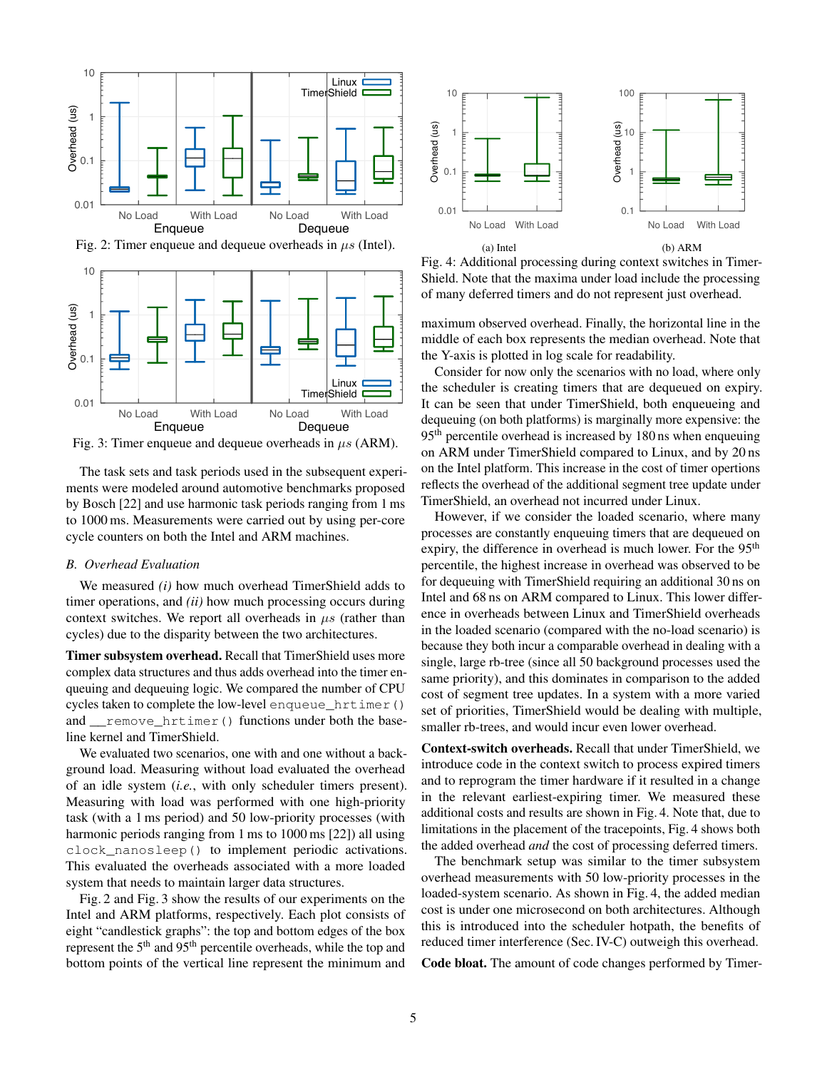Fig. 2: Timer enqueue and dequeue overheads in $\mu s$ (Intel).

Fig. 3: Timer enqueue and dequeue overheads in $\mu s$ (ARM).

The task sets and task periods used in the subsequent experiments were modeled around automotive benchmarks proposed by Bosch [22] and use harmonic task periods ranging from 1 ms to 1000 ms. Measurements were carried out by using per-core cycle counters on both the Intel and ARM machines.

### *B. Overhead Evaluation*

We measured *(i)* how much overhead TimerShield adds to timer operations, and *(ii)* how much processing occurs during context switches. We report all overheads in $\mu s$ (rather than cycles) due to the disparity between the two architectures.

**Timer subsystem overhead.** Recall that TimerShield uses more complex data structures and thus adds overhead into the timer enqueuing and dequeuing logic. We compared the number of CPU cycles taken to complete the low-level `enqueue_hrtimer()` and `__remove_hrtimer()` functions under both the baseline kernel and TimerShield.

We evaluated two scenarios, one with and one without a background load. Measuring without load evaluated the overhead of an idle system (*i.e.*, with only scheduler timers present). Measuring with load was performed with one high-priority task (with a 1 ms period) and 50 low-priority processes (with harmonic periods ranging from 1 ms to 1000 ms [22]) all using `clock_nanosleep()` to implement periodic activations. This evaluated the overheads associated with a more loaded system that needs to maintain larger data structures.

Fig. 2 and Fig. 3 show the results of our experiments on the Intel and ARM platforms, respectively. Each plot consists of eight "candlestick graphs": the top and bottom edges of the box represent the 5th and 95th percentile overheads, while the top and bottom points of the vertical line represent the minimum and maximum observed overhead. Finally, the horizontal line in the middle of each box represents the median overhead. Note that the Y-axis is plotted in log scale for readability.

(a) Intel (b) ARM

Fig. 4: Additional processing during context switches in TimerShield. Note that the maxima under load include the processing of many deferred timers and do not represent just overhead.

Consider for now only the scenarios with no load, where only the scheduler is creating timers that are dequeued on expiry. It can be seen that under TimerShield, both enqueueing and dequeuing (on both platforms) is marginally more expensive: the 95th percentile overhead is increased by 180 ns when enqueuing on ARM under TimerShield compared to Linux, and by 20 ns on the Intel platform. This increase in the cost of timer opertions reflects the overhead of the additional segment tree update under TimerShield, an overhead not incurred under Linux.

However, if we consider the loaded scenario, where many processes are constantly enqueuing timers that are dequeued on expiry, the difference in overhead is much lower. For the 95th percentile, the highest increase in overhead was observed to be for dequeuing with TimerShield requiring an additional 30 ns on Intel and 68 ns on ARM compared to Linux. This lower difference in overheads between Linux and TimerShield overheads in the loaded scenario (compared with the no-load scenario) is because they both incur a comparable overhead in dealing with a single, large rb-tree (since all 50 background processes used the same priority), and this dominates in comparison to the added cost of segment tree updates. In a system with a more varied set of priorities, TimerShield would be dealing with multiple, smaller rb-trees, and would incur even lower overhead.

**Context-switch overheads.** Recall that under TimerShield, we introduce code in the context switch to process expired timers and to reprogram the timer hardware if it resulted in a change in the relevant earliest-expiring timer. We measured these additional costs and results are shown in Fig. 4. Note that, due to limitations in the placement of the tracepoints, Fig. 4 shows both the added overhead *and* the cost of processing deferred timers.

The benchmark setup was similar to the timer subsystem overhead measurements with 50 low-priority processes in the loaded-system scenario. As shown in Fig. 4, the added median cost is under one microsecond on both architectures. Although this is introduced into the scheduler hotpath, the benefits of reduced timer interference (Sec. IV-C) outweigh this overhead.

**Code bloat.** The amount of code changes performed by Timer-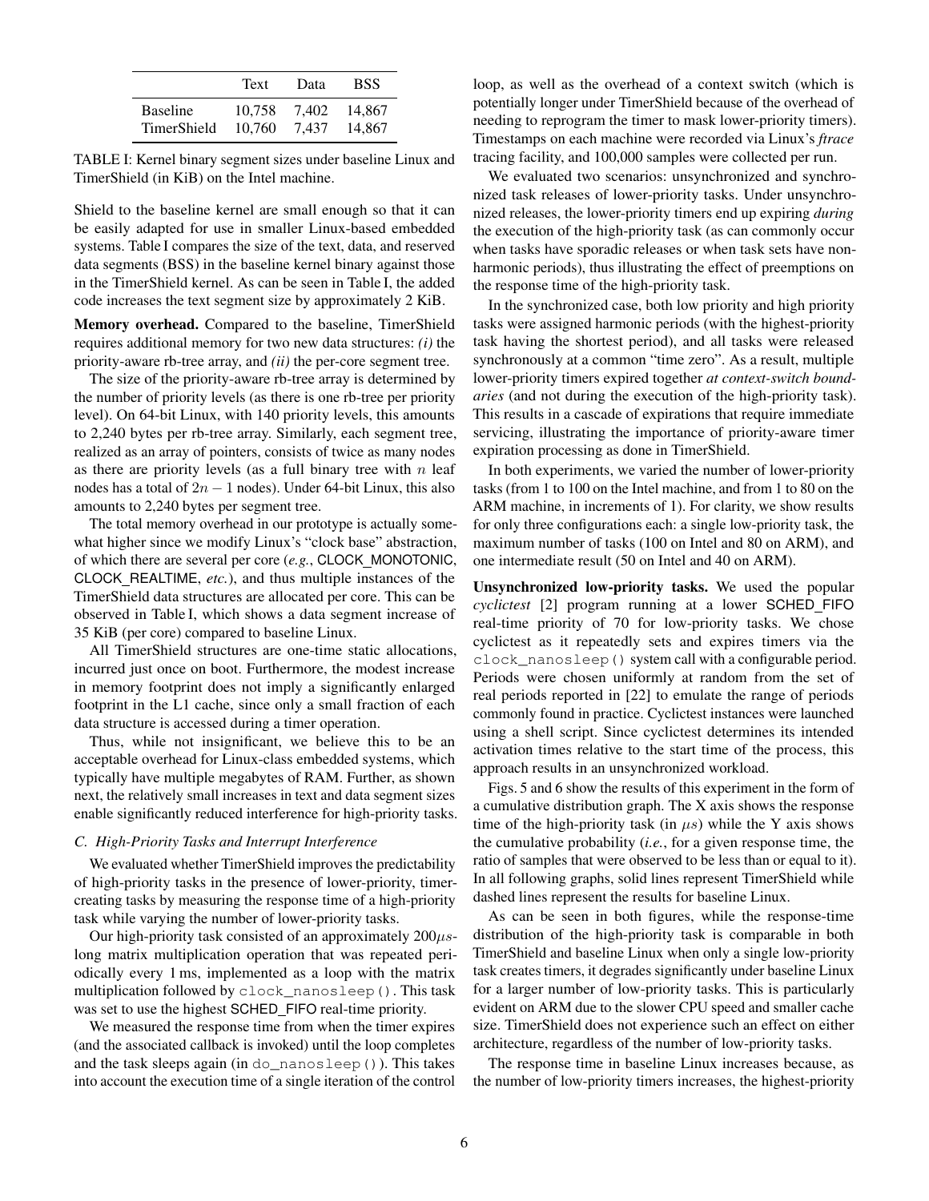|  | Text | Data | BSS |
|---|---|---|---|
| Baseline | 10,758 | 7,402 | 14,867 |
| TimerShield | 10,760 | 7,437 | 14,867 |

TABLE I: Kernel binary segment sizes under baseline Linux and TimerShield (in KiB) on the Intel machine.

Shield to the baseline kernel are small enough so that it can be easily adapted for use in smaller Linux-based embedded systems. Table I compares the size of the text, data, and reserved data segments (BSS) in the baseline kernel binary against those in the TimerShield kernel. As can be seen in Table I, the added code increases the text segment size by approximately 2 KiB.

**Memory overhead.** Compared to the baseline, TimerShield requires additional memory for two new data structures: *(i)* the priority-aware rb-tree array, and *(ii)* the per-core segment tree.

The size of the priority-aware rb-tree array is determined by the number of priority levels (as there is one rb-tree per priority level). On 64-bit Linux, with 140 priority levels, this amounts to 2,240 bytes per rb-tree array. Similarly, each segment tree, realized as an array of pointers, consists of twice as many nodes as there are priority levels (as a full binary tree with $n$ leaf nodes has a total of $2n-1$ nodes). Under 64-bit Linux, this also amounts to 2,240 bytes per segment tree.

The total memory overhead in our prototype is actually somewhat higher since we modify Linux's "clock base" abstraction, of which there are several per core (*e.g.*, CLOCK_MONOTONIC, CLOCK_REALTIME, *etc.*), and thus multiple instances of the TimerShield data structures are allocated per core. This can be observed in Table I, which shows a data segment increase of 35 KiB (per core) compared to baseline Linux.

All TimerShield structures are one-time static allocations, incurred just once on boot. Furthermore, the modest increase in memory footprint does not imply a significantly enlarged footprint in the L1 cache, since only a small fraction of each data structure is accessed during a timer operation.

Thus, while not insignificant, we believe this to be an acceptable overhead for Linux-class embedded systems, which typically have multiple megabytes of RAM. Further, as shown next, the relatively small increases in text and data segment sizes enable significantly reduced interference for high-priority tasks.

### C. High-Priority Tasks and Interrupt Interference

We evaluated whether TimerShield improves the predictability of high-priority tasks in the presence of lower-priority, timer-creating tasks by measuring the response time of a high-priority task while varying the number of lower-priority tasks.

Our high-priority task consisted of an approximately $200\mu s$-long matrix multiplication operation that was repeated periodically every 1 ms, implemented as a loop with the matrix multiplication followed by `clock_nanosleep()`. This task was set to use the highest SCHED_FIFO real-time priority.

We measured the response time from when the timer expires (and the associated callback is invoked) until the loop completes and the task sleeps again (in `do_nanosleep()`). This takes into account the execution time of a single iteration of the control loop, as well as the overhead of a context switch (which is potentially longer under TimerShield because of the overhead of needing to reprogram the timer to mask lower-priority timers). Timestamps on each machine were recorded via Linux's *ftrace* tracing facility, and 100,000 samples were collected per run.

We evaluated two scenarios: unsynchronized and synchronized task releases of lower-priority tasks. Under unsynchronized releases, the lower-priority timers end up expiring *during* the execution of the high-priority task (as can commonly occur when tasks have sporadic releases or when task sets have non-harmonic periods), thus illustrating the effect of preemptions on the response time of the high-priority task.

In the synchronized case, both low priority and high priority tasks were assigned harmonic periods (with the highest-priority task having the shortest period), and all tasks were released synchronously at a common "time zero". As a result, multiple lower-priority timers expired together *at context-switch boundaries* (and not during the execution of the high-priority task). This results in a cascade of expirations that require immediate servicing, illustrating the importance of priority-aware timer expiration processing as done in TimerShield.

In both experiments, we varied the number of lower-priority tasks (from 1 to 100 on the Intel machine, and from 1 to 80 on the ARM machine, in increments of 1). For clarity, we show results for only three configurations each: a single low-priority task, the maximum number of tasks (100 on Intel and 80 on ARM), and one intermediate result (50 on Intel and 40 on ARM).

**Unsynchronized low-priority tasks.** We used the popular *cyclictest* [2] program running at a lower SCHED_FIFO real-time priority of 70 for low-priority tasks. We chose cyclictest as it repeatedly sets and expires timers via the `clock_nanosleep()` system call with a configurable period. Periods were chosen uniformly at random from the set of real periods reported in [22] to emulate the range of periods commonly found in practice. Cyclictest instances were launched using a shell script. Since cyclictest determines its intended activation times relative to the start time of the process, this approach results in an unsynchronized workload.

Figs. 5 and 6 show the results of this experiment in the form of a cumulative distribution graph. The X axis shows the response time of the high-priority task (in $\mu s$) while the Y axis shows the cumulative probability (*i.e.*, for a given response time, the ratio of samples that were observed to be less than or equal to it). In all following graphs, solid lines represent TimerShield while dashed lines represent the results for baseline Linux.

As can be seen in both figures, while the response-time distribution of the high-priority task is comparable in both TimerShield and baseline Linux when only a single low-priority task creates timers, it degrades significantly under baseline Linux for a larger number of low-priority tasks. This is particularly evident on ARM due to the slower CPU speed and smaller cache size. TimerShield does not experience such an effect on either architecture, regardless of the number of low-priority tasks.

The response time in baseline Linux increases because, as the number of low-priority timers increases, the highest-priority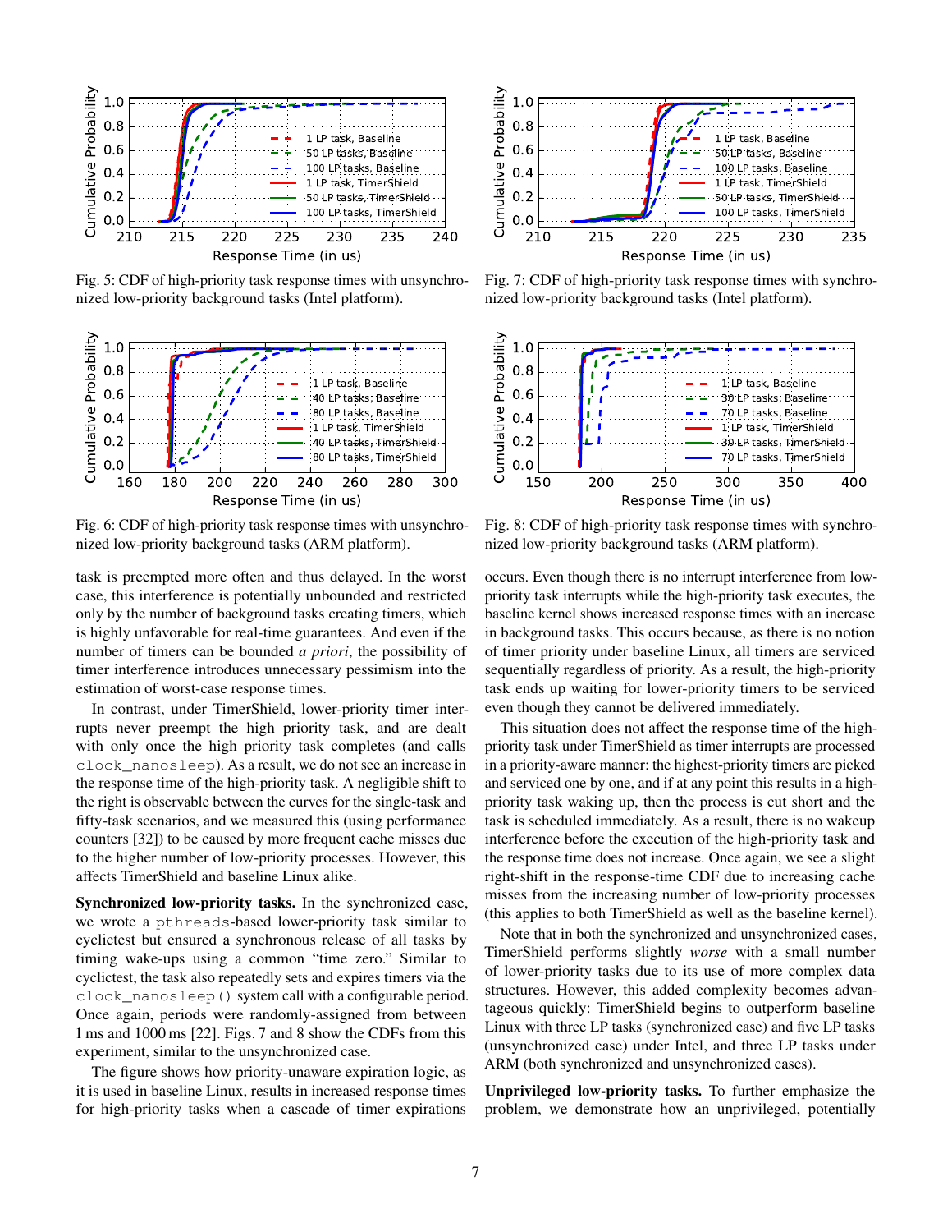Fig. 5: CDF of high-priority task response times with unsynchronized low-priority background tasks (Intel platform).

Fig. 7: CDF of high-priority task response times with synchronized low-priority background tasks (Intel platform).

Fig. 6: CDF of high-priority task response times with unsynchronized low-priority background tasks (ARM platform).

Fig. 8: CDF of high-priority task response times with synchronized low-priority background tasks (ARM platform).

task is preempted more often and thus delayed. In the worst case, this interference is potentially unbounded and restricted only by the number of background tasks creating timers, which is highly unfavorable for real-time guarantees. And even if the number of timers can be bounded *a priori*, the possibility of timer interference introduces unnecessary pessimism into the estimation of worst-case response times.

In contrast, under TimerShield, lower-priority timer interrupts never preempt the high priority task, and are dealt with only once the high priority task completes (and calls `clock_nanosleep`). As a result, we do not see an increase in the response time of the high-priority task. A negligible shift to the right is observable between the curves for the single-task and fifty-task scenarios, and we measured this (using performance counters [32]) to be caused by more frequent cache misses due to the higher number of low-priority processes. However, this affects TimerShield and baseline Linux alike.

**Synchronized low-priority tasks.** In the synchronized case, we wrote a `pthreads`-based lower-priority task similar to cyclictest but ensured a synchronous release of all tasks by timing wake-ups using a common "time zero." Similar to cyclictest, the task also repeatedly sets and expires timers via the `clock_nanosleep()` system call with a configurable period. Once again, periods were randomly-assigned from between 1 ms and 1000 ms [22]. Figs. 7 and 8 show the CDFs from this experiment, similar to the unsynchronized case.

The figure shows how priority-unaware expiration logic, as it is used in baseline Linux, results in increased response times for high-priority tasks when a cascade of timer expirations occurs. Even though there is no interrupt interference from low-priority task interrupts while the high-priority task executes, the baseline kernel shows increased response times with an increase in background tasks. This occurs because, as there is no notion of timer priority under baseline Linux, all timers are serviced sequentially regardless of priority. As a result, the high-priority task ends up waiting for lower-priority timers to be serviced even though they cannot be delivered immediately.

This situation does not affect the response time of the high-priority task under TimerShield as timer interrupts are processed in a priority-aware manner: the highest-priority timers are picked and serviced one by one, and if at any point this results in a high-priority task waking up, then the process is cut short and the task is scheduled immediately. As a result, there is no wakeup interference before the execution of the high-priority task and the response time does not increase. Once again, we see a slight right-shift in the response-time CDF due to increasing cache misses from the increasing number of low-priority processes (this applies to both TimerShield as well as the baseline kernel).

Note that in both the synchronized and unsynchronized cases, TimerShield performs slightly *worse* with a small number of lower-priority tasks due to its use of more complex data structures. However, this added complexity becomes advantageous quickly: TimerShield begins to outperform baseline Linux with three LP tasks (synchronized case) and five LP tasks (unsynchronized case) under Intel, and three LP tasks under ARM (both synchronized and unsynchronized cases).

**Unprivileged low-priority tasks.** To further emphasize the problem, we demonstrate how an unprivileged, potentially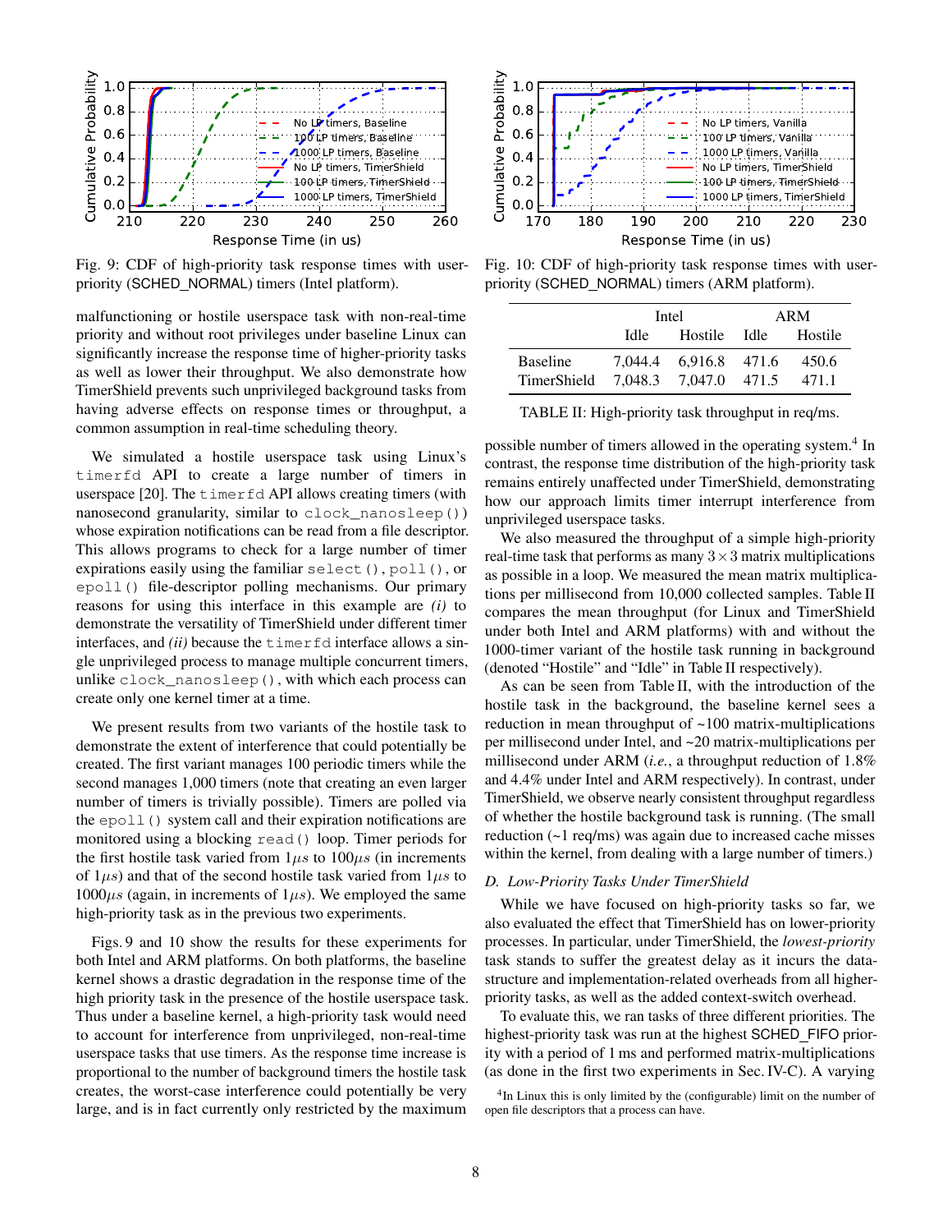Fig. 9: CDF of high-priority task response times with user-priority (SCHED_NORMAL) timers (Intel platform).

Fig. 10: CDF of high-priority task response times with user-priority (SCHED_NORMAL) timers (ARM platform).

malfunctioning or hostile userspace task with non-real-time priority and without root privileges under baseline Linux can significantly increase the response time of higher-priority tasks as well as lower their throughput. We also demonstrate how TimerShield prevents such unprivileged background tasks from having adverse effects on response times or throughput, a common assumption in real-time scheduling theory.

We simulated a hostile userspace task using Linux's `timerfd` API to create a large number of timers in userspace [20]. The `timerfd` API allows creating timers (with nanosecond granularity, similar to `clock_nanosleep()`) whose expiration notifications can be read from a file descriptor. This allows programs to check for a large number of timer expirations easily using the familiar `select()`, `poll()`, or `epoll()` file-descriptor polling mechanisms. Our primary reasons for using this interface in this example are *(i)* to demonstrate the versatility of TimerShield under different timer interfaces, and *(ii)* because the `timerfd` interface allows a single unprivileged process to manage multiple concurrent timers, unlike `clock_nanosleep()`, with which each process can create only one kernel timer at a time.

We present results from two variants of the hostile task to demonstrate the extent of interference that could potentially be created. The first variant manages 100 periodic timers while the second manages 1,000 timers (note that creating an even larger number of timers is trivially possible). Timers are polled via the `epoll()` system call and their expiration notifications are monitored using a blocking `read()` loop. Timer periods for the first hostile task varied from $1\mu s$ to $100\mu s$ (in increments of $1\mu s$) and that of the second hostile task varied from $1\mu s$ to $1000\mu s$ (again, in increments of $1\mu s$). We employed the same high-priority task as in the previous two experiments.

Figs. 9 and 10 show the results for these experiments for both Intel and ARM platforms. On both platforms, the baseline kernel shows a drastic degradation in the response time of the high priority task in the presence of the hostile userspace task. Thus under a baseline kernel, a high-priority task would need to account for interference from unprivileged, non-real-time userspace tasks that use timers. As the response time increase is proportional to the number of background timers the hostile task creates, the worst-case interference could potentially be very large, and is in fact currently only restricted by the maximum possible number of timers allowed in the operating system.[4] In contrast, the response time distribution of the high-priority task remains entirely unaffected under TimerShield, demonstrating how our approach limits timer interrupt interference from unprivileged userspace tasks.

|  | Intel | | ARM | |
|---|---|---|---|---|
|  | Idle | Hostile | Idle | Hostile |
| Baseline | 7,044.4 | 6,916.8 | 471.6 | 450.6 |
| TimerShield | 7,048.3 | 7,047.0 | 471.5 | 471.1 |

TABLE II: High-priority task throughput in req/ms.

We also measured the throughput of a simple high-priority real-time task that performs as many $3 \times 3$ matrix multiplications as possible in a loop. We measured the mean matrix multiplications per millisecond from 10,000 collected samples. Table II compares the mean throughput (for Linux and TimerShield under both Intel and ARM platforms) with and without the 1000-timer variant of the hostile task running in background (denoted "Hostile" and "Idle" in Table II respectively).

As can be seen from Table II, with the introduction of the hostile task in the background, the baseline kernel sees a reduction in mean throughput of ~100 matrix-multiplications per millisecond under Intel, and ~20 matrix-multiplications per millisecond under ARM (*i.e.*, a throughput reduction of 1.8% and 4.4% under Intel and ARM respectively). In contrast, under TimerShield, we observe nearly consistent throughput regardless of whether the hostile background task is running. (The small reduction (~1 req/ms) was again due to increased cache misses within the kernel, from dealing with a large number of timers.)

### D. Low-Priority Tasks Under TimerShield

While we have focused on high-priority tasks so far, we also evaluated the effect that TimerShield has on lower-priority processes. In particular, under TimerShield, the *lowest-priority* task stands to suffer the greatest delay as it incurs the data-structure and implementation-related overheads from all higher-priority tasks, as well as the added context-switch overhead.

To evaluate this, we ran tasks of three different priorities. The highest-priority task was run at the highest SCHED_FIFO priority with a period of 1 ms and performed matrix-multiplications (as done in the first two experiments in Sec. IV-C). A varying

[4] In Linux this is only limited by the (configurable) limit on the number of open file descriptors that a process can have.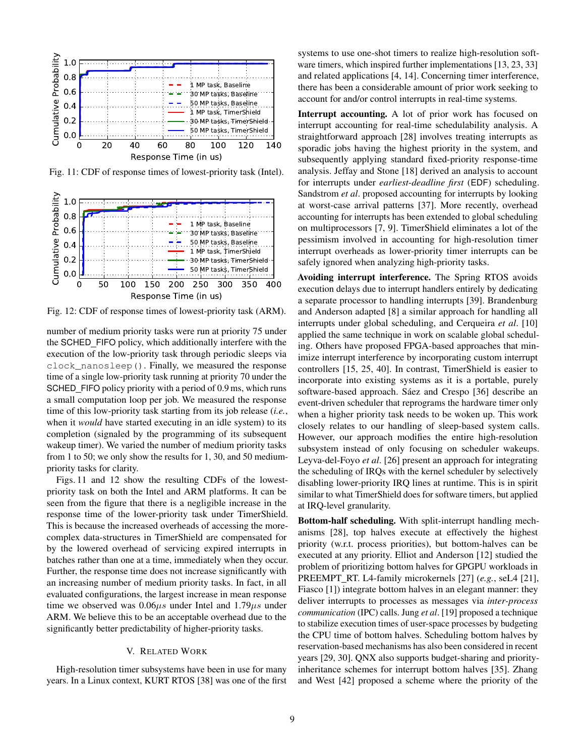Fig. 11: CDF of response times of lowest-priority task (Intel).

Fig. 12: CDF of response times of lowest-priority task (ARM).

number of medium priority tasks were run at priority 75 under the SCHED_FIFO policy, which additionally interfere with the execution of the low-priority task through periodic sleeps via `clock_nanosleep()`. Finally, we measured the response time of a single low-priority task running at priority 70 under the SCHED_FIFO policy priority with a period of 0.9 ms, which runs a small computation loop per job. We measured the response time of this low-priority task starting from its job release (*i.e.*, when it *would* have started executing in an idle system) to its completion (signaled by the programming of its subsequent wakeup timer). We varied the number of medium priority tasks from 1 to 50; we only show the results for 1, 30, and 50 medium-priority tasks for clarity.

Figs. 11 and 12 show the resulting CDFs of the lowest-priority task on both the Intel and ARM platforms. It can be seen from the figure that there is a negligible increase in the response time of the lower-priority task under TimerShield. This is because the increased overheads of accessing the more-complex data-structures in TimerShield are compensated for by the lowered overhead of servicing expired interrupts in batches rather than one at a time, immediately when they occur. Further, the response time does not increase significantly with an increasing number of medium priority tasks. In fact, in all evaluated configurations, the largest increase in mean response time we observed was $0.06\mu s$ under Intel and $1.79\mu s$ under ARM. We believe this to be an acceptable overhead due to the significantly better predictability of higher-priority tasks.

## V. Related Work

High-resolution timer subsystems have been in use for many years. In a Linux context, KURT RTOS [38] was one of the first systems to use one-shot timers to realize high-resolution software timers, which inspired further implementations [13, 23, 33] and related applications [4, 14]. Concerning timer interference, there has been a considerable amount of prior work seeking to account for and/or control interrupts in real-time systems.

**Interrupt accounting.** A lot of prior work has focused on interrupt accounting for real-time schedulability analysis. A straightforward approach [28] involves treating interrupts as sporadic jobs having the highest priority in the system, and subsequently applying standard fixed-priority response-time analysis. Jeffay and Stone [18] derived an analysis to account for interrupts under *earliest-deadline first* (EDF) scheduling. Sandstrom *et al*. proposed accounting for interrupts by looking at worst-case arrival patterns [37]. More recently, overhead accounting for interrupts has been extended to global scheduling on multiprocessors [7, 9]. TimerShield eliminates a lot of the pessimism involved in accounting for high-resolution timer interrupt overheads as lower-priority timer interrupts can be safely ignored when analyzing high-priority tasks.

**Avoiding interrupt interference.** The Spring RTOS avoids execution delays due to interrupt handlers entirely by dedicating a separate processor to handling interrupts [39]. Brandenburg and Anderson adapted [8] a similar approach for handling all interrupts under global scheduling, and Cerqueira *et al*. [10] applied the same technique in work on scalable global scheduling. Others have proposed FPGA-based approaches that minimize interrupt interference by incorporating custom interrupt controllers [15, 25, 40]. In contrast, TimerShield is easier to incorporate into existing systems as it is a portable, purely software-based approach. Sáez and Crespo [36] describe an event-driven scheduler that reprograms the hardware timer only when a higher priority task needs to be woken up. This work closely relates to our handling of sleep-based system calls. However, our approach modifies the entire high-resolution subsystem instead of only focusing on scheduler wakeups. Leyva-del-Foyo *et al*. [26] present an approach for integrating the scheduling of IRQs with the kernel scheduler by selectively disabling lower-priority IRQ lines at runtime. This is in spirit similar to what TimerShield does for software timers, but applied at IRQ-level granularity.

**Bottom-half scheduling.** With split-interrupt handling mechanisms [28], top halves execute at effectively the highest priority (w.r.t. process priorities), but bottom-halves can be executed at any priority. Elliot and Anderson [12] studied the problem of prioritizing bottom halves for GPGPU workloads in PREEMPT_RT. L4-family microkernels [27] (*e.g.*, seL4 [21], Fiasco [1]) integrate bottom halves in an elegant manner: they deliver interrupts to processes as messages via *inter-process communication* (IPC) calls. Jung *et al*. [19] proposed a technique to stabilize execution times of user-space processes by budgeting the CPU time of bottom halves. Scheduling bottom halves by reservation-based mechanisms has also been considered in recent years [29, 30]. QNX also supports budget-sharing and priority-inheritance schemes for interrupt bottom halves [35]. Zhang and West [42] proposed a scheme where the priority of the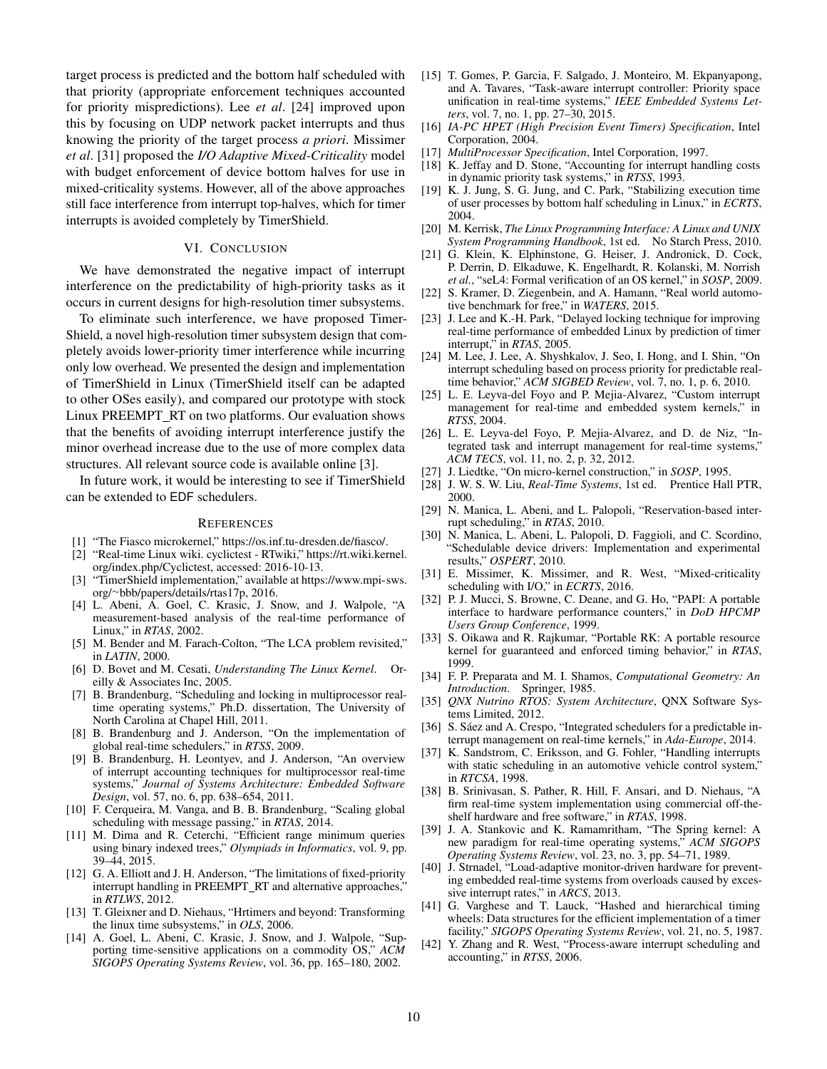target process is predicted and the bottom half scheduled with that priority (appropriate enforcement techniques accounted for priority mispredictions). Lee *et al*. [24] improved upon this by focusing on UDP network packet interrupts and thus knowing the priority of the target process *a priori*. Missimer *et al*. [31] proposed the *I/O Adaptive Mixed-Criticality* model with budget enforcement of device bottom halves for use in mixed-criticality systems. However, all of the above approaches still face interference from interrupt top-halves, which for timer interrupts is avoided completely by TimerShield.

## VI. Conclusion

We have demonstrated the negative impact of interrupt interference on the predictability of high-priority tasks as it occurs in current designs for high-resolution timer subsystems.

To eliminate such interference, we have proposed TimerShield, a novel high-resolution timer subsystem design that completely avoids lower-priority timer interference while incurring only low overhead. We presented the design and implementation of TimerShield in Linux (TimerShield itself can be adapted to other OSes easily), and compared our prototype with stock Linux PREEMPT_RT on two platforms. Our evaluation shows that the benefits of avoiding interrupt interference justify the minor overhead increase due to the use of more complex data structures. All relevant source code is available online [3].

In future work, it would be interesting to see if TimerShield can be extended to EDF schedulers.

## References

[1] "The Fiasco microkernel," https://os.inf.tu-dresden.de/fiasco/.

[2] "Real-time Linux wiki. cyclictest - RTwiki," https://rt.wiki.kernel.org/index.php/Cyclictest, accessed: 2016-10-13.

[3] "TimerShield implementation," available at https://www.mpi-sws.org/~bbb/papers/details/rtas17p, 2016.

[4] L. Abeni, A. Goel, C. Krasic, J. Snow, and J. Walpole, "A measurement-based analysis of the real-time performance of Linux," in *RTAS*, 2002.

[5] M. Bender and M. Farach-Colton, "The LCA problem revisited," in *LATIN*, 2000.

[6] D. Bovet and M. Cesati, *Understanding The Linux Kernel*. Oreilly & Associates Inc, 2005.

[7] B. Brandenburg, "Scheduling and locking in multiprocessor real-time operating systems," Ph.D. dissertation, The University of North Carolina at Chapel Hill, 2011.

[8] B. Brandenburg and J. Anderson, "On the implementation of global real-time schedulers," in *RTSS*, 2009.

[9] B. Brandenburg, H. Leontyev, and J. Anderson, "An overview of interrupt accounting techniques for multiprocessor real-time systems," *Journal of Systems Architecture: Embedded Software Design*, vol. 57, no. 6, pp. 638–654, 2011.

[10] F. Cerqueira, M. Vanga, and B. B. Brandenburg, "Scaling global scheduling with message passing," in *RTAS*, 2014.

[11] M. Dima and R. Ceterchi, "Efficient range minimum queries using binary indexed trees," *Olympiads in Informatics*, vol. 9, pp. 39–44, 2015.

[12] G. A. Elliott and J. H. Anderson, "The limitations of fixed-priority interrupt handling in PREEMPT_RT and alternative approaches," in *RTLWS*, 2012.

[13] T. Gleixner and D. Niehaus, "Hrtimers and beyond: Transforming the linux time subsystems," in *OLS*, 2006.

[14] A. Goel, L. Abeni, C. Krasic, J. Snow, and J. Walpole, "Supporting time-sensitive applications on a commodity OS," *ACM SIGOPS Operating Systems Review*, vol. 36, pp. 165–180, 2002.

[15] T. Gomes, P. Garcia, F. Salgado, J. Monteiro, M. Ekpanyapong, and A. Tavares, "Task-aware interrupt controller: Priority space unification in real-time systems," *IEEE Embedded Systems Letters*, vol. 7, no. 1, pp. 27–30, 2015.

[16] *IA-PC HPET (High Precision Event Timers) Specification*, Intel Corporation, 2004.

[17] *MultiProcessor Specification*, Intel Corporation, 1997.

[18] K. Jeffay and D. Stone, "Accounting for interrupt handling costs in dynamic priority task systems," in *RTSS*, 1993.

[19] K. J. Jung, S. G. Jung, and C. Park, "Stabilizing execution time of user processes by bottom half scheduling in Linux," in *ECRTS*, 2004.

[20] M. Kerrisk, *The Linux Programming Interface: A Linux and UNIX System Programming Handbook*, 1st ed. No Starch Press, 2010.

[21] G. Klein, K. Elphinstone, G. Heiser, J. Andronick, D. Cock, P. Derrin, D. Elkaduwe, K. Engelhardt, R. Kolanski, M. Norrish *et al.*, "seL4: Formal verification of an OS kernel," in *SOSP*, 2009.

[22] S. Kramer, D. Ziegenbein, and A. Hamann, "Real world automotive benchmark for free," in *WATERS*, 2015.

[23] J. Lee and K.-H. Park, "Delayed locking technique for improving real-time performance of embedded Linux by prediction of timer interrupt," in *RTAS*, 2005.

[24] M. Lee, J. Lee, A. Shyshkalov, J. Seo, I. Hong, and I. Shin, "On interrupt scheduling based on process priority for predictable real-time behavior," *ACM SIGBED Review*, vol. 7, no. 1, p. 6, 2010.

[25] L. E. Leyva-del Foyo and P. Mejia-Alvarez, "Custom interrupt management for real-time and embedded system kernels," in *RTSS*, 2004.

[26] L. E. Leyva-del Foyo, P. Mejia-Alvarez, and D. de Niz, "Integrated task and interrupt management for real-time systems," *ACM TECS*, vol. 11, no. 2, p. 32, 2012.

[27] J. Liedtke, "On micro-kernel construction," in *SOSP*, 1995.

[28] J. W. S. W. Liu, *Real-Time Systems*, 1st ed. Prentice Hall PTR, 2000.

[29] N. Manica, L. Abeni, and L. Palopoli, "Reservation-based interrupt scheduling," in *RTAS*, 2010.

[30] N. Manica, L. Abeni, L. Palopoli, D. Faggioli, and C. Scordino, "Schedulable device drivers: Implementation and experimental results," *OSPERT*, 2010.

[31] E. Missimer, K. Missimer, and R. West, "Mixed-criticality scheduling with I/O," in *ECRTS*, 2016.

[32] P. J. Mucci, S. Browne, C. Deane, and G. Ho, "PAPI: A portable interface to hardware performance counters," in *DoD HPCMP Users Group Conference*, 1999.

[33] S. Oikawa and R. Rajkumar, "Portable RK: A portable resource kernel for guaranteed and enforced timing behavior," in *RTAS*, 1999.

[34] F. P. Preparata and M. I. Shamos, *Computational Geometry: An Introduction*. Springer, 1985.

[35] *QNX Nutrino RTOS: System Architecture*, QNX Software Systems Limited, 2012.

[36] S. Sáez and A. Crespo, "Integrated schedulers for a predictable interrupt management on real-time kernels," in *Ada-Europe*, 2014.

[37] K. Sandstrom, C. Eriksson, and G. Fohler, "Handling interrupts with static scheduling in an automotive vehicle control system," in *RTCSA*, 1998.

[38] B. Srinivasan, S. Pather, R. Hill, F. Ansari, and D. Niehaus, "A firm real-time system implementation using commercial off-the-shelf hardware and free software," in *RTAS*, 1998.

[39] J. A. Stankovic and K. Ramamritham, "The Spring kernel: A new paradigm for real-time operating systems," *ACM SIGOPS Operating Systems Review*, vol. 23, no. 3, pp. 54–71, 1989.

[40] J. Strnadel, "Load-adaptive monitor-driven hardware for preventing embedded real-time systems from overloads caused by excessive interrupt rates," in *ARCS*, 2013.

[41] G. Varghese and T. Lauck, "Hashed and hierarchical timing wheels: Data structures for the efficient implementation of a timer facility," *SIGOPS Operating Systems Review*, vol. 21, no. 5, 1987.

[42] Y. Zhang and R. West, "Process-aware interrupt scheduling and accounting," in *RTSS*, 2006.